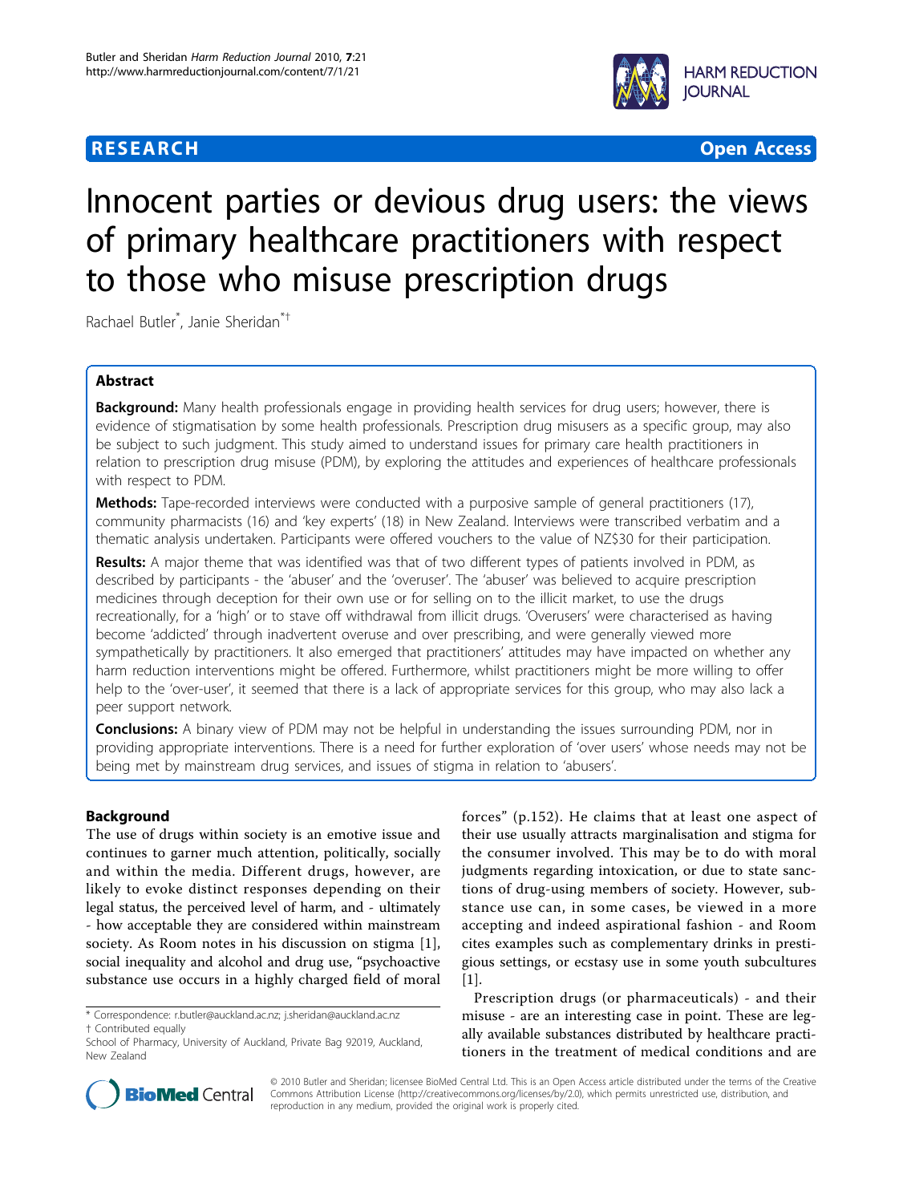**RESEARCH** **Open Access**

# Innocent parties or devious drug users: the views of primary healthcare practitioners with respect to those who misuse prescription drugs

Rachael Butler*, Janie Sheridan*†

## Abstract

**Background:** Many health professionals engage in providing health services for drug users; however, there is evidence of stigmatisation by some health professionals. Prescription drug misusers as a specific group, may also be subject to such judgment. This study aimed to understand issues for primary care health practitioners in relation to prescription drug misuse (PDM), by exploring the attitudes and experiences of healthcare professionals with respect to PDM.

**Methods:** Tape-recorded interviews were conducted with a purposive sample of general practitioners (17), community pharmacists (16) and 'key experts' (18) in New Zealand. Interviews were transcribed verbatim and a thematic analysis undertaken. Participants were offered vouchers to the value of NZ$30 for their participation.

**Results:** A major theme that was identified was that of two different types of patients involved in PDM, as described by participants - the 'abuser' and the 'overuser'. The 'abuser' was believed to acquire prescription medicines through deception for their own use or for selling on to the illicit market, to use the drugs recreationally, for a 'high' or to stave off withdrawal from illicit drugs. 'Overusers' were characterised as having become 'addicted' through inadvertent overuse and over prescribing, and were generally viewed more sympathetically by practitioners. It also emerged that practitioners' attitudes may have impacted on whether any harm reduction interventions might be offered. Furthermore, whilst practitioners might be more willing to offer help to the 'over-user', it seemed that there is a lack of appropriate services for this group, who may also lack a peer support network.

**Conclusions:** A binary view of PDM may not be helpful in understanding the issues surrounding PDM, nor in providing appropriate interventions. There is a need for further exploration of 'over users' whose needs may not be being met by mainstream drug services, and issues of stigma in relation to 'abusers'.

## Background

The use of drugs within society is an emotive issue and continues to garner much attention, politically, socially and within the media. Different drugs, however, are likely to evoke distinct responses depending on their legal status, the perceived level of harm, and - ultimately - how acceptable they are considered within mainstream society. As Room notes in his discussion on stigma [1], social inequality and alcohol and drug use, "psychoactive substance use occurs in a highly charged field of moral forces" (p.152). He claims that at least one aspect of their use usually attracts marginalisation and stigma for the consumer involved. This may be to do with moral judgments regarding intoxication, or due to state sanctions of drug-using members of society. However, substance use can, in some cases, be viewed in a more accepting and indeed aspirational fashion - and Room cites examples such as complementary drinks in prestigious settings, or ecstasy use in some youth subcultures [1].

Prescription drugs (or pharmaceuticals) - and their misuse - are an interesting case in point. These are legally available substances distributed by healthcare practitioners in the treatment of medical conditions and are

\* Correspondence: r.butler@auckland.ac.nz; j.sheridan@auckland.ac.nz
† Contributed equally
School of Pharmacy, University of Auckland, Private Bag 92019, Auckland, New Zealand

© 2010 Butler and Sheridan; licensee BioMed Central Ltd. This is an Open Access article distributed under the terms of the Creative Commons Attribution License (http://creativecommons.org/licenses/by/2.0), which permits unrestricted use, distribution, and reproduction in any medium, provided the original work is properly cited.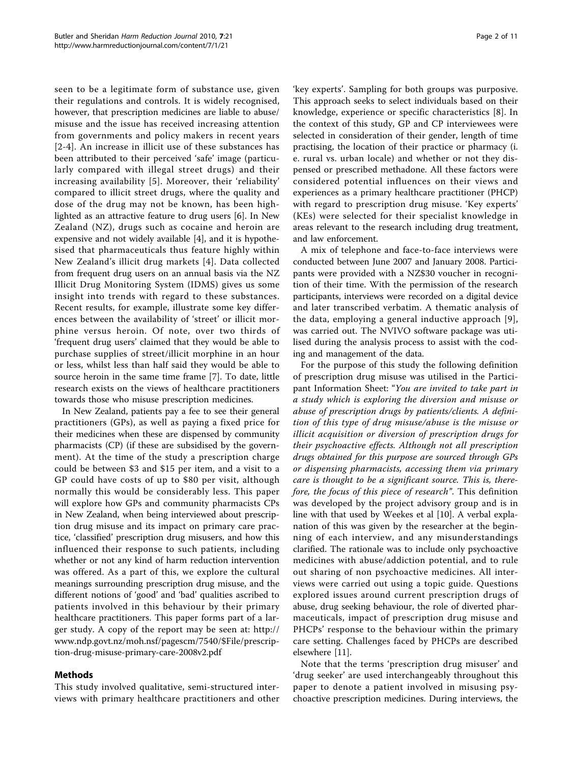seen to be a legitimate form of substance use, given their regulations and controls. It is widely recognised, however, that prescription medicines are liable to abuse/misuse and the issue has received increasing attention from governments and policy makers in recent years [2-4]. An increase in illicit use of these substances has been attributed to their perceived 'safe' image (particularly compared with illegal street drugs) and their increasing availability [5]. Moreover, their 'reliability' compared to illicit street drugs, where the quality and dose of the drug may not be known, has been highlighted as an attractive feature to drug users [6]. In New Zealand (NZ), drugs such as cocaine and heroin are expensive and not widely available [4], and it is hypothesised that pharmaceuticals thus feature highly within New Zealand's illicit drug markets [4]. Data collected from frequent drug users on an annual basis via the NZ Illicit Drug Monitoring System (IDMS) gives us some insight into trends with regard to these substances. Recent results, for example, illustrate some key differences between the availability of 'street' or illicit morphine versus heroin. Of note, over two thirds of 'frequent drug users' claimed that they would be able to purchase supplies of street/illicit morphine in an hour or less, whilst less than half said they would be able to source heroin in the same time frame [7]. To date, little research exists on the views of healthcare practitioners towards those who misuse prescription medicines.

In New Zealand, patients pay a fee to see their general practitioners (GPs), as well as paying a fixed price for their medicines when these are dispensed by community pharmacists (CP) (if these are subsidised by the government). At the time of the study a prescription charge could be between $3 and $15 per item, and a visit to a GP could have costs of up to $80 per visit, although normally this would be considerably less. This paper will explore how GPs and community pharmacists CPs in New Zealand, when being interviewed about prescription drug misuse and its impact on primary care practice, 'classified' prescription drug misusers, and how this influenced their response to such patients, including whether or not any kind of harm reduction intervention was offered. As a part of this, we explore the cultural meanings surrounding prescription drug misuse, and the different notions of 'good' and 'bad' qualities ascribed to patients involved in this behaviour by their primary healthcare practitioners. This paper forms part of a larger study. A copy of the report may be seen at: http://www.ndp.govt.nz/moh.nsf/pagescm/7540/$File/prescription-drug-misuse-primary-care-2008v2.pdf

## Methods

This study involved qualitative, semi-structured interviews with primary healthcare practitioners and other 'key experts'. Sampling for both groups was purposive. This approach seeks to select individuals based on their knowledge, experience or specific characteristics [8]. In the context of this study, GP and CP interviewees were selected in consideration of their gender, length of time practising, the location of their practice or pharmacy (i.e. rural vs. urban locale) and whether or not they dispensed or prescribed methadone. All these factors were considered potential influences on their views and experiences as a primary healthcare practitioner (PHCP) with regard to prescription drug misuse. 'Key experts' (KEs) were selected for their specialist knowledge in areas relevant to the research including drug treatment, and law enforcement.

A mix of telephone and face-to-face interviews were conducted between June 2007 and January 2008. Participants were provided with a NZ$30 voucher in recognition of their time. With the permission of the research participants, interviews were recorded on a digital device and later transcribed verbatim. A thematic analysis of the data, employing a general inductive approach [9], was carried out. The NVIVO software package was utilised during the analysis process to assist with the coding and management of the data.

For the purpose of this study the following definition of prescription drug misuse was utilised in the Participant Information Sheet: "*You are invited to take part in a study which is exploring the diversion and misuse or abuse of prescription drugs by patients/clients. A definition of this type of drug misuse/abuse is the misuse or illicit acquisition or diversion of prescription drugs for their psychoactive effects. Although not all prescription drugs obtained for this purpose are sourced through GPs or dispensing pharmacists, accessing them via primary care is thought to be a significant source. This is, therefore, the focus of this piece of research*". This definition was developed by the project advisory group and is in line with that used by Weekes et al [10]. A verbal explanation of this was given by the researcher at the beginning of each interview, and any misunderstandings clarified. The rationale was to include only psychoactive medicines with abuse/addiction potential, and to rule out sharing of non psychoactive medicines. All interviews were carried out using a topic guide. Questions explored issues around current prescription drugs of abuse, drug seeking behaviour, the role of diverted pharmaceuticals, impact of prescription drug misuse and PHCPs' response to the behaviour within the primary care setting. Challenges faced by PHCPs are described elsewhere [11].

Note that the terms 'prescription drug misuser' and 'drug seeker' are used interchangeably throughout this paper to denote a patient involved in misusing psychoactive prescription medicines. During interviews, the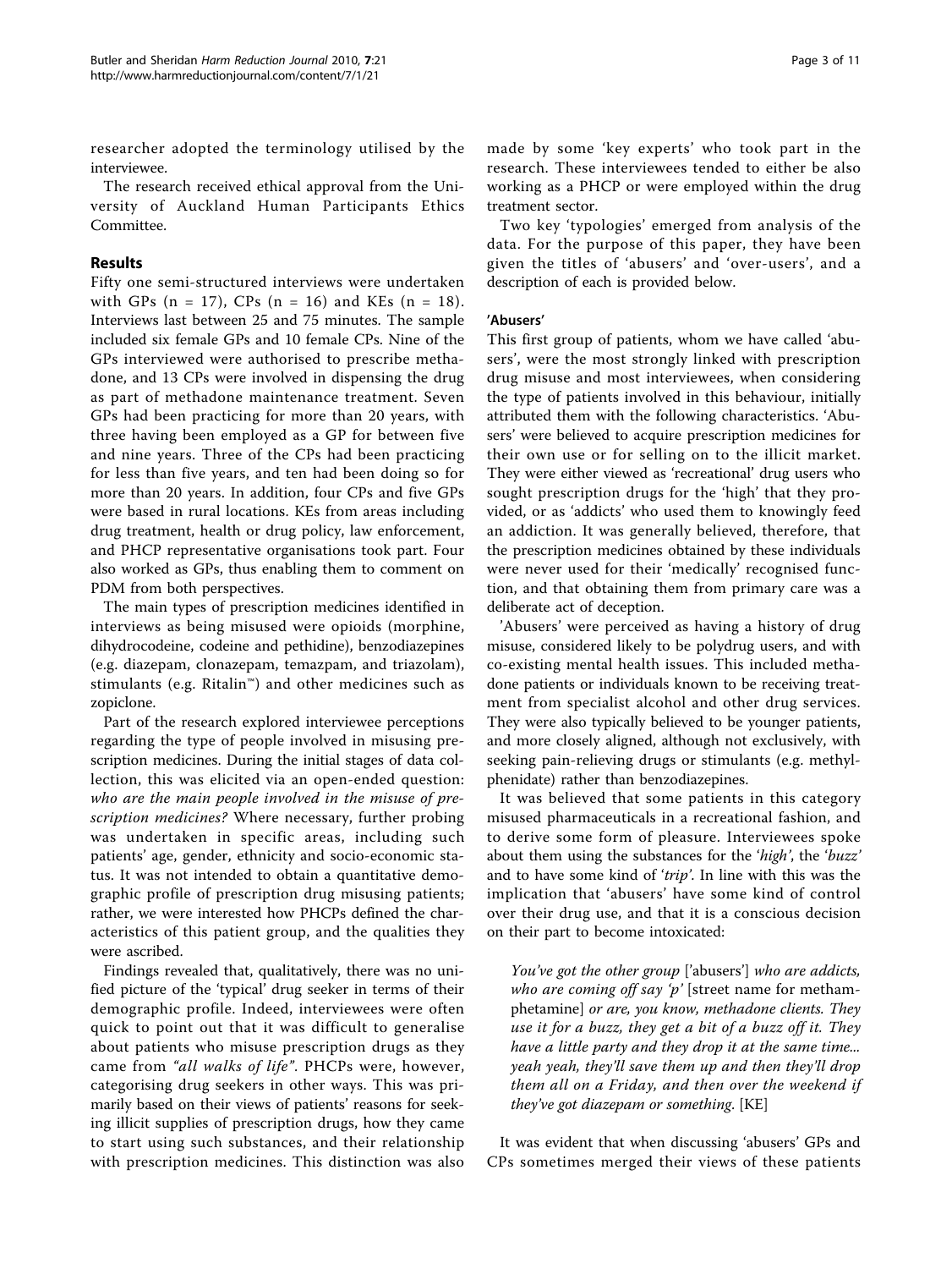researcher adopted the terminology utilised by the interviewee.

The research received ethical approval from the University of Auckland Human Participants Ethics Committee.

## Results

Fifty one semi-structured interviews were undertaken with GPs (n = 17), CPs (n = 16) and KEs (n = 18). Interviews last between 25 and 75 minutes. The sample included six female GPs and 10 female CPs. Nine of the GPs interviewed were authorised to prescribe methadone, and 13 CPs were involved in dispensing the drug as part of methadone maintenance treatment. Seven GPs had been practicing for more than 20 years, with three having been employed as a GP for between five and nine years. Three of the CPs had been practicing for less than five years, and ten had been doing so for more than 20 years. In addition, four CPs and five GPs were based in rural locations. KEs from areas including drug treatment, health or drug policy, law enforcement, and PHCP representative organisations took part. Four also worked as GPs, thus enabling them to comment on PDM from both perspectives.

The main types of prescription medicines identified in interviews as being misused were opioids (morphine, dihydrocodeine, codeine and pethidine), benzodiazepines (e.g. diazepam, clonazepam, temazpam, and triazolam), stimulants (e.g. Ritalin™) and other medicines such as zopiclone.

Part of the research explored interviewee perceptions regarding the type of people involved in misusing prescription medicines. During the initial stages of data collection, this was elicited via an open-ended question: *who are the main people involved in the misuse of prescription medicines?* Where necessary, further probing was undertaken in specific areas, including such patients' age, gender, ethnicity and socio-economic status. It was not intended to obtain a quantitative demographic profile of prescription drug misusing patients; rather, we were interested how PHCPs defined the characteristics of this patient group, and the qualities they were ascribed.

Findings revealed that, qualitatively, there was no unified picture of the 'typical' drug seeker in terms of their demographic profile. Indeed, interviewees were often quick to point out that it was difficult to generalise about patients who misuse prescription drugs as they came from *"all walks of life"*. PHCPs were, however, categorising drug seekers in other ways. This was primarily based on their views of patients' reasons for seeking illicit supplies of prescription drugs, how they came to start using such substances, and their relationship with prescription medicines. This distinction was also made by some 'key experts' who took part in the research. These interviewees tended to either be also working as a PHCP or were employed within the drug treatment sector.

Two key 'typologies' emerged from analysis of the data. For the purpose of this paper, they have been given the titles of 'abusers' and 'over-users', and a description of each is provided below.

### 'Abusers'

This first group of patients, whom we have called 'abusers', were the most strongly linked with prescription drug misuse and most interviewees, when considering the type of patients involved in this behaviour, initially attributed them with the following characteristics. 'Abusers' were believed to acquire prescription medicines for their own use or for selling on to the illicit market. They were either viewed as 'recreational' drug users who sought prescription drugs for the 'high' that they provided, or as 'addicts' who used them to knowingly feed an addiction. It was generally believed, therefore, that the prescription medicines obtained by these individuals were never used for their 'medically' recognised function, and that obtaining them from primary care was a deliberate act of deception.

'Abusers' were perceived as having a history of drug misuse, considered likely to be polydrug users, and with co-existing mental health issues. This included methadone patients or individuals known to be receiving treatment from specialist alcohol and other drug services. They were also typically believed to be younger patients, and more closely aligned, although not exclusively, with seeking pain-relieving drugs or stimulants (e.g. methylphenidate) rather than benzodiazepines.

It was believed that some patients in this category misused pharmaceuticals in a recreational fashion, and to derive some form of pleasure. Interviewees spoke about them using the substances for the *'high'*, the *'buzz'* and to have some kind of *'trip'*. In line with this was the implication that 'abusers' have some kind of control over their drug use, and that it is a conscious decision on their part to become intoxicated:

> *You've got the other group* ['abusers'] *who are addicts, who are coming off say 'p'* [street name for methamphetamine] *or are, you know, methadone clients. They use it for a buzz, they get a bit of a buzz off it. They have a little party and they drop it at the same time... yeah yeah, they'll save them up and then they'll drop them all on a Friday, and then over the weekend if they've got diazepam or something.* [KE]

It was evident that when discussing 'abusers' GPs and CPs sometimes merged their views of these patients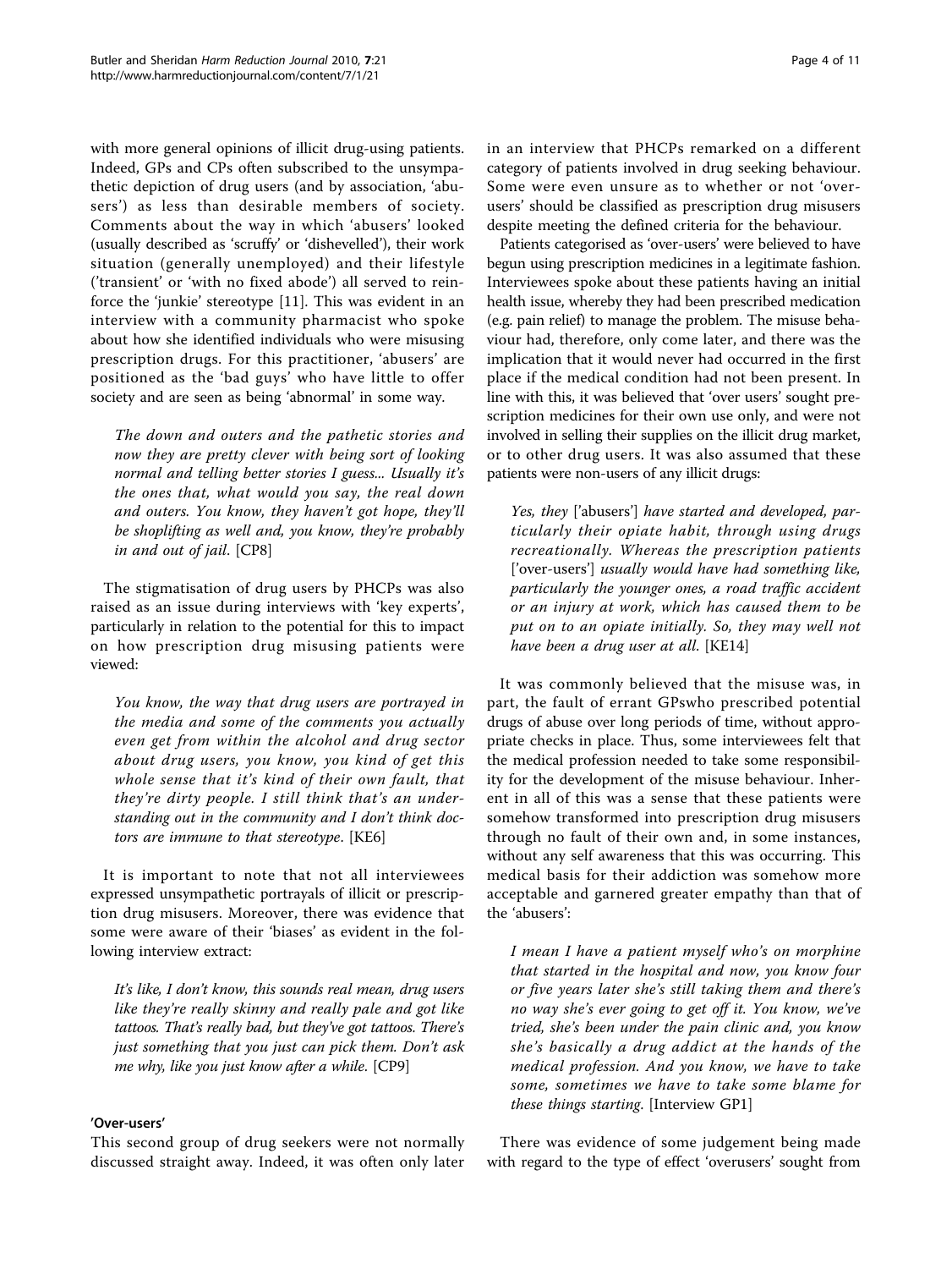with more general opinions of illicit drug-using patients. Indeed, GPs and CPs often subscribed to the unsympathetic depiction of drug users (and by association, 'abusers') as less than desirable members of society. Comments about the way in which 'abusers' looked (usually described as 'scruffy' or 'dishevelled'), their work situation (generally unemployed) and their lifestyle ('transient' or 'with no fixed abode') all served to reinforce the 'junkie' stereotype [11]. This was evident in an interview with a community pharmacist who spoke about how she identified individuals who were misusing prescription drugs. For this practitioner, 'abusers' are positioned as the 'bad guys' who have little to offer society and are seen as being 'abnormal' in some way.

> *The down and outers and the pathetic stories and now they are pretty clever with being sort of looking normal and telling better stories I guess... Usually it's the ones that, what would you say, the real down and outers. You know, they haven't got hope, they'll be shoplifting as well and, you know, they're probably in and out of jail.* [CP8]

The stigmatisation of drug users by PHCPs was also raised as an issue during interviews with 'key experts', particularly in relation to the potential for this to impact on how prescription drug misusing patients were viewed:

> *You know, the way that drug users are portrayed in the media and some of the comments you actually even get from within the alcohol and drug sector about drug users, you know, you kind of get this whole sense that it's kind of their own fault, that they're dirty people. I still think that's an understanding out in the community and I don't think doctors are immune to that stereotype.* [KE6]

It is important to note that not all interviewees expressed unsympathetic portrayals of illicit or prescription drug misusers. Moreover, there was evidence that some were aware of their 'biases' as evident in the following interview extract:

> *It's like, I don't know, this sounds real mean, drug users like they're really skinny and really pale and got like tattoos. That's really bad, but they've got tattoos. There's just something that you just can pick them. Don't ask me why, like you just know after a while.* [CP9]

#### 'Over-users'

This second group of drug seekers were not normally discussed straight away. Indeed, it was often only later in an interview that PHCPs remarked on a different category of patients involved in drug seeking behaviour. Some were even unsure as to whether or not 'over-users' should be classified as prescription drug misusers despite meeting the defined criteria for the behaviour.

Patients categorised as 'over-users' were believed to have begun using prescription medicines in a legitimate fashion. Interviewees spoke about these patients having an initial health issue, whereby they had been prescribed medication (e.g. pain relief) to manage the problem. The misuse behaviour had, therefore, only come later, and there was the implication that it would never had occurred in the first place if the medical condition had not been present. In line with this, it was believed that 'over users' sought prescription medicines for their own use only, and were not involved in selling their supplies on the illicit drug market, or to other drug users. It was also assumed that these patients were non-users of any illicit drugs:

> *Yes, they* ['abusers'] *have started and developed, particularly their opiate habit, through using drugs recreationally. Whereas the prescription patients* ['over-users'] *usually would have had something like, particularly the younger ones, a road traffic accident or an injury at work, which has caused them to be put on to an opiate initially. So, they may well not have been a drug user at all.* [KE14]

It was commonly believed that the misuse was, in part, the fault of errant GPswho prescribed potential drugs of abuse over long periods of time, without appropriate checks in place. Thus, some interviewees felt that the medical profession needed to take some responsibility for the development of the misuse behaviour. Inherent in all of this was a sense that these patients were somehow transformed into prescription drug misusers through no fault of their own and, in some instances, without any self awareness that this was occurring. This medical basis for their addiction was somehow more acceptable and garnered greater empathy than that of the 'abusers':

> *I mean I have a patient myself who's on morphine that started in the hospital and now, you know four or five years later she's still taking them and there's no way she's ever going to get off it. You know, we've tried, she's been under the pain clinic and, you know she's basically a drug addict at the hands of the medical profession. And you know, we have to take some, sometimes we have to take some blame for these things starting.* [Interview GP1]

There was evidence of some judgement being made with regard to the type of effect 'overusers' sought from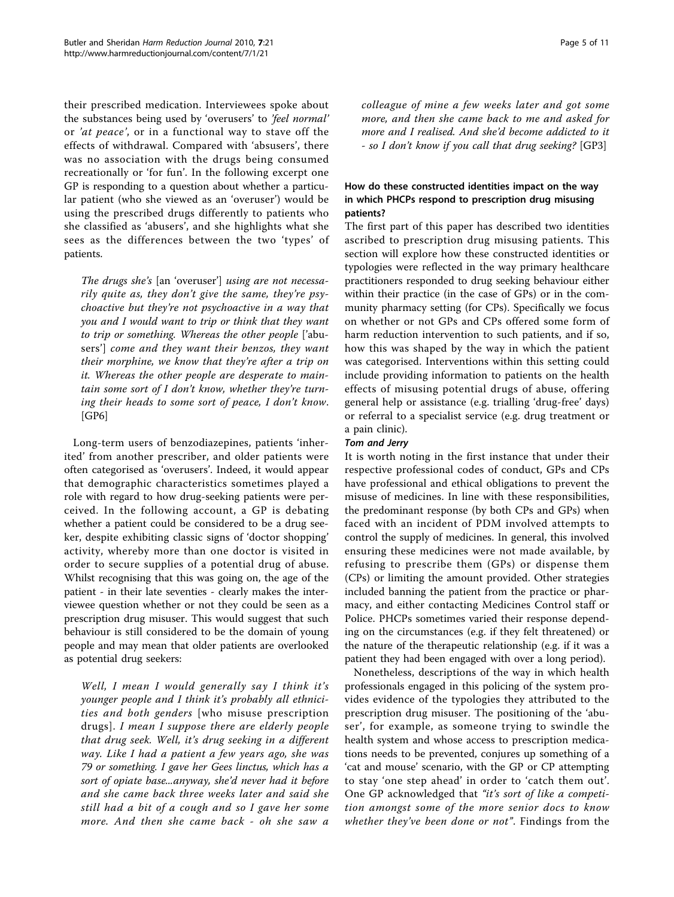their prescribed medication. Interviewees spoke about the substances being used by 'overusers' to *'feel normal'* or *'at peace'*, or in a functional way to stave off the effects of withdrawal. Compared with 'absusers', there was no association with the drugs being consumed recreationally or 'for fun'. In the following excerpt one GP is responding to a question about whether a particular patient (who she viewed as an 'overuser') would be using the prescribed drugs differently to patients who she classified as 'abusers', and she highlights what she sees as the differences between the two 'types' of patients.

> *The drugs she's* [an 'overuser'] *using are not necessarily quite as, they don't give the same, they're psychoactive but they're not psychoactive in a way that you and I would want to trip or think that they want to trip or something. Whereas the other people* ['abusers'] *come and they want their benzos, they want their morphine, we know that they're after a trip on it. Whereas the other people are desperate to maintain some sort of I don't know, whether they're turning their heads to some sort of peace, I don't know.* [GP6]

Long-term users of benzodiazepines, patients 'inherited' from another prescriber, and older patients were often categorised as 'overusers'. Indeed, it would appear that demographic characteristics sometimes played a role with regard to how drug-seeking patients were perceived. In the following account, a GP is debating whether a patient could be considered to be a drug seeker, despite exhibiting classic signs of 'doctor shopping' activity, whereby more than one doctor is visited in order to secure supplies of a potential drug of abuse. Whilst recognising that this was going on, the age of the patient - in their late seventies - clearly makes the interviewee question whether or not they could be seen as a prescription drug misuser. This would suggest that such behaviour is still considered to be the domain of young people and may mean that older patients are overlooked as potential drug seekers:

> *Well, I mean I would generally say I think it's younger people and I think it's probably all ethnicities and both genders* [who misuse prescription drugs]. *I mean I suppose there are elderly people that drug seek. Well, it's drug seeking in a different way. Like I had a patient a few years ago, she was 79 or something. I gave her Gees linctus, which has a sort of opiate base...anyway, she'd never had it before and she came back three weeks later and said she still had a bit of a cough and so I gave her some more. And then she came back - oh she saw a colleague of mine a few weeks later and got some more, and then she came back to me and asked for more and I realised. And she'd become addicted to it - so I don't know if you call that drug seeking?* [GP3]

### How do these constructed identities impact on the way in which PHCPs respond to prescription drug misusing patients?

The first part of this paper has described two identities ascribed to prescription drug misusing patients. This section will explore how these constructed identities or typologies were reflected in the way primary healthcare practitioners responded to drug seeking behaviour either within their practice (in the case of GPs) or in the community pharmacy setting (for CPs). Specifically we focus on whether or not GPs and CPs offered some form of harm reduction intervention to such patients, and if so, how this was shaped by the way in which the patient was categorised. Interventions within this setting could include providing information to patients on the health effects of misusing potential drugs of abuse, offering general help or assistance (e.g. trialling 'drug-free' days) or referral to a specialist service (e.g. drug treatment or a pain clinic).

#### *Tom and Jerry*

It is worth noting in the first instance that under their respective professional codes of conduct, GPs and CPs have professional and ethical obligations to prevent the misuse of medicines. In line with these responsibilities, the predominant response (by both CPs and GPs) when faced with an incident of PDM involved attempts to control the supply of medicines. In general, this involved ensuring these medicines were not made available, by refusing to prescribe them (GPs) or dispense them (CPs) or limiting the amount provided. Other strategies included banning the patient from the practice or pharmacy, and either contacting Medicines Control staff or Police. PHCPs sometimes varied their response depending on the circumstances (e.g. if they felt threatened) or the nature of the therapeutic relationship (e.g. if it was a patient they had been engaged with over a long period).

Nonetheless, descriptions of the way in which health professionals engaged in this policing of the system provides evidence of the typologies they attributed to the prescription drug misuser. The positioning of the 'abuser', for example, as someone trying to swindle the health system and whose access to prescription medications needs to be prevented, conjures up something of a 'cat and mouse' scenario, with the GP or CP attempting to stay 'one step ahead' in order to 'catch them out'. One GP acknowledged that *"it's sort of like a competition amongst some of the more senior docs to know whether they've been done or not"*. Findings from the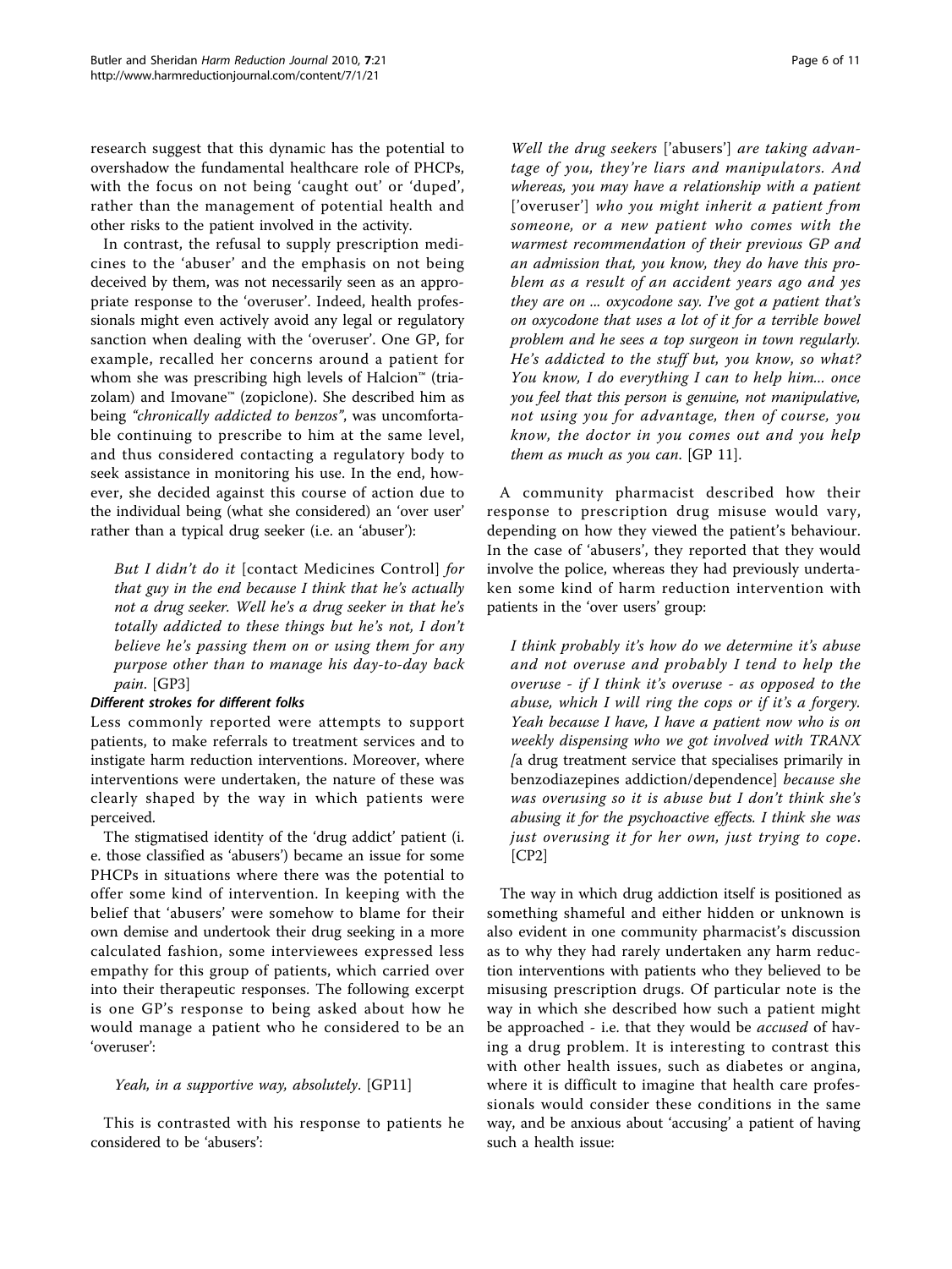research suggest that this dynamic has the potential to overshadow the fundamental healthcare role of PHCPs, with the focus on not being 'caught out' or 'duped', rather than the management of potential health and other risks to the patient involved in the activity.

In contrast, the refusal to supply prescription medicines to the 'abuser' and the emphasis on not being deceived by them, was not necessarily seen as an appropriate response to the 'overuser'. Indeed, health professionals might even actively avoid any legal or regulatory sanction when dealing with the 'overuser'. One GP, for example, recalled her concerns around a patient for whom she was prescribing high levels of Halcion™ (triazolam) and Imovane™ (zopiclone). She described him as being *"chronically addicted to benzos"*, was uncomfortable continuing to prescribe to him at the same level, and thus considered contacting a regulatory body to seek assistance in monitoring his use. In the end, however, she decided against this course of action due to the individual being (what she considered) an 'over user' rather than a typical drug seeker (i.e. an 'abuser'):

> *But I didn't do it* [contact Medicines Control] *for that guy in the end because I think that he's actually not a drug seeker. Well he's a drug seeker in that he's totally addicted to these things but he's not, I don't believe he's passing them on or using them for any purpose other than to manage his day-to-day back pain.* [GP3]

### *Different strokes for different folks*

Less commonly reported were attempts to support patients, to make referrals to treatment services and to instigate harm reduction interventions. Moreover, where interventions were undertaken, the nature of these was clearly shaped by the way in which patients were perceived.

The stigmatised identity of the 'drug addict' patient (i.e. those classified as 'abusers') became an issue for some PHCPs in situations where there was the potential to offer some kind of intervention. In keeping with the belief that 'abusers' were somehow to blame for their own demise and undertook their drug seeking in a more calculated fashion, some interviewees expressed less empathy for this group of patients, which carried over into their therapeutic responses. The following excerpt is one GP's response to being asked about how he would manage a patient who he considered to be an 'overuser':

> *Yeah, in a supportive way, absolutely.* [GP11]

This is contrasted with his response to patients he considered to be 'abusers':

> *Well the drug seekers* ['abusers'] *are taking advantage of you, they're liars and manipulators. And whereas, you may have a relationship with a patient* ['overuser'] *who you might inherit a patient from someone, or a new patient who comes with the warmest recommendation of their previous GP and an admission that, you know, they do have this problem as a result of an accident years ago and yes they are on ... oxycodone say. I've got a patient that's on oxycodone that uses a lot of it for a terrible bowel problem and he sees a top surgeon in town regularly. He's addicted to the stuff but, you know, so what? You know, I do everything I can to help him... once you feel that this person is genuine, not manipulative, not using you for advantage, then of course, you know, the doctor in you comes out and you help them as much as you can.* [GP 11].

A community pharmacist described how their response to prescription drug misuse would vary, depending on how they viewed the patient's behaviour. In the case of 'abusers', they reported that they would involve the police, whereas they had previously undertaken some kind of harm reduction intervention with patients in the 'over users' group:

> *I think probably it's how do we determine it's abuse and not overuse and probably I tend to help the overuse - if I think it's overuse - as opposed to the abuse, which I will ring the cops or if it's a forgery. Yeah because I have, I have a patient now who is on weekly dispensing who we got involved with TRANX [*a drug treatment service that specialises primarily in benzodiazepines addiction/dependence] *because she was overusing so it is abuse but I don't think she's abusing it for the psychoactive effects. I think she was just overusing it for her own, just trying to cope.* [CP2]

The way in which drug addiction itself is positioned as something shameful and either hidden or unknown is also evident in one community pharmacist's discussion as to why they had rarely undertaken any harm reduction interventions with patients who they believed to be misusing prescription drugs. Of particular note is the way in which she described how such a patient might be approached - i.e. that they would be *accused* of having a drug problem. It is interesting to contrast this with other health issues, such as diabetes or angina, where it is difficult to imagine that health care professionals would consider these conditions in the same way, and be anxious about 'accusing' a patient of having such a health issue: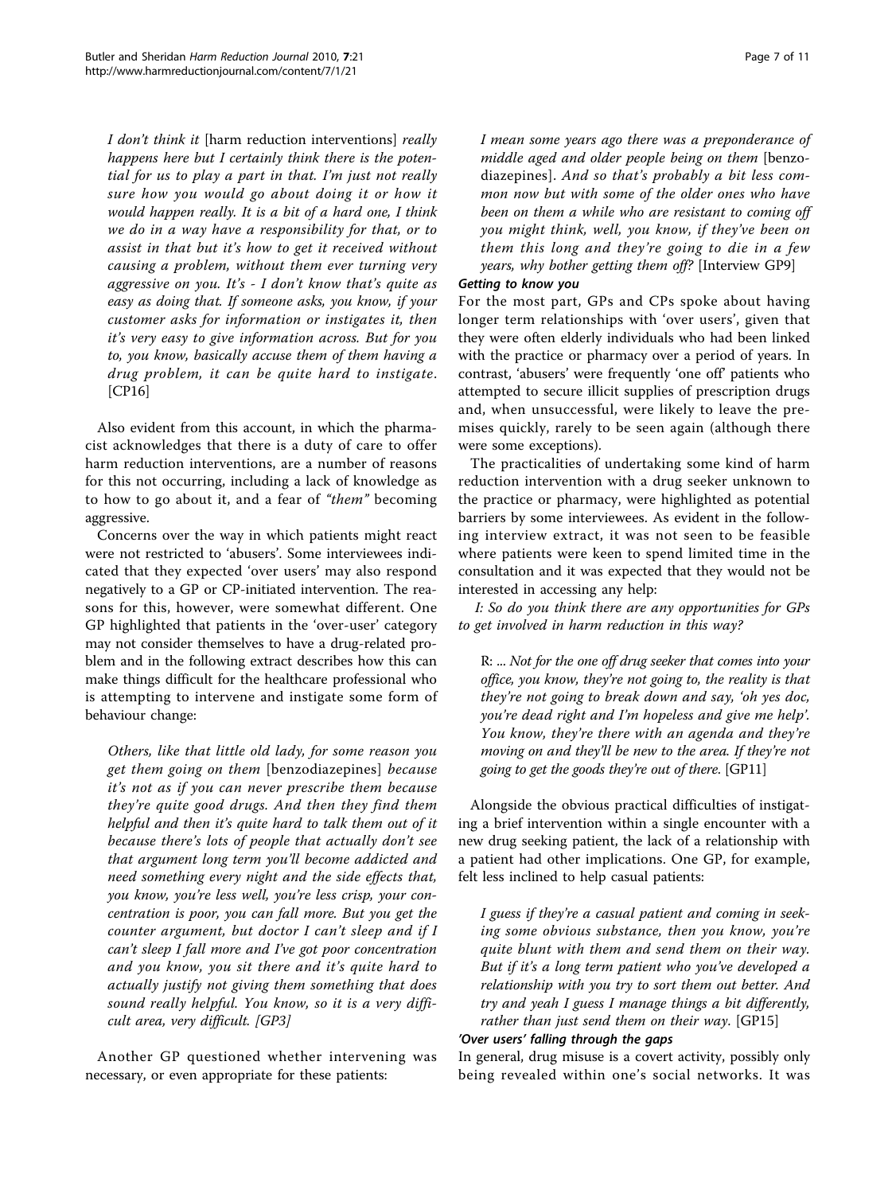*I don't think it* [harm reduction interventions] *really happens here but I certainly think there is the potential for us to play a part in that. I'm just not really sure how you would go about doing it or how it would happen really. It is a bit of a hard one, I think we do in a way have a responsibility for that, or to assist in that but it's how to get it received without causing a problem, without them ever turning very aggressive on you. It's - I don't know that's quite as easy as doing that. If someone asks, you know, if your customer asks for information or instigates it, then it's very easy to give information across. But for you to, you know, basically accuse them of them having a drug problem, it can be quite hard to instigate*. [CP16]

Also evident from this account, in which the pharmacist acknowledges that there is a duty of care to offer harm reduction interventions, are a number of reasons for this not occurring, including a lack of knowledge as to how to go about it, and a fear of *"them"* becoming aggressive.

Concerns over the way in which patients might react were not restricted to 'abusers'. Some interviewees indicated that they expected 'over users' may also respond negatively to a GP or CP-initiated intervention. The reasons for this, however, were somewhat different. One GP highlighted that patients in the 'over-user' category may not consider themselves to have a drug-related problem and in the following extract describes how this can make things difficult for the healthcare professional who is attempting to intervene and instigate some form of behaviour change:

*Others, like that little old lady, for some reason you get them going on them* [benzodiazepines] *because it's not as if you can never prescribe them because they're quite good drugs. And then they find them helpful and then it's quite hard to talk them out of it because there's lots of people that actually don't see that argument long term you'll become addicted and need something every night and the side effects that, you know, you're less well, you're less crisp, your concentration is poor, you can fall more. But you get the counter argument, but doctor I can't sleep and if I can't sleep I fall more and I've got poor concentration and you know, you sit there and it's quite hard to actually justify not giving them something that does sound really helpful. You know, so it is a very difficult area, very difficult. [GP3]*

Another GP questioned whether intervening was necessary, or even appropriate for these patients:

*I mean some years ago there was a preponderance of middle aged and older people being on them* [benzodiazepines]. *And so that's probably a bit less common now but with some of the older ones who have been on them a while who are resistant to coming off you might think, well, you know, if they've been on them this long and they're going to die in a few years, why bother getting them off?* [Interview GP9]

#### Getting to know you

For the most part, GPs and CPs spoke about having longer term relationships with 'over users', given that they were often elderly individuals who had been linked with the practice or pharmacy over a period of years. In contrast, 'abusers' were frequently 'one off' patients who attempted to secure illicit supplies of prescription drugs and, when unsuccessful, were likely to leave the premises quickly, rarely to be seen again (although there were some exceptions).

The practicalities of undertaking some kind of harm reduction intervention with a drug seeker unknown to the practice or pharmacy, were highlighted as potential barriers by some interviewees. As evident in the following interview extract, it was not seen to be feasible where patients were keen to spend limited time in the consultation and it was expected that they would not be interested in accessing any help:

*I: So do you think there are any opportunities for GPs to get involved in harm reduction in this way?*

*R: ... Not for the one off drug seeker that comes into your office, you know, they're not going to, the reality is that they're not going to break down and say, 'oh yes doc, you're dead right and I'm hopeless and give me help'. You know, they're there with an agenda and they're moving on and they'll be new to the area. If they're not going to get the goods they're out of there.* [GP11]

Alongside the obvious practical difficulties of instigating a brief intervention within a single encounter with a new drug seeking patient, the lack of a relationship with a patient had other implications. One GP, for example, felt less inclined to help casual patients:

*I guess if they're a casual patient and coming in seeking some obvious substance, then you know, you're quite blunt with them and send them on their way. But if it's a long term patient who you've developed a relationship with you try to sort them out better. And try and yeah I guess I manage things a bit differently, rather than just send them on their way.* [GP15]

#### 'Over users' falling through the gaps

In general, drug misuse is a covert activity, possibly only being revealed within one's social networks. It was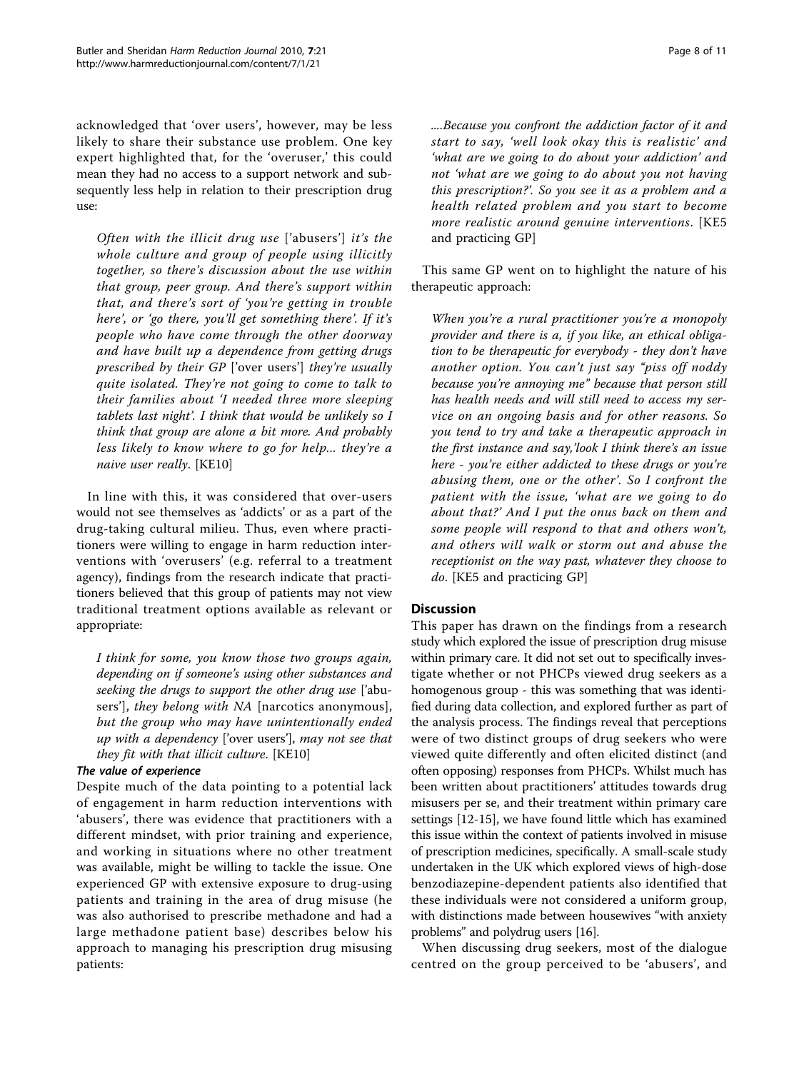acknowledged that 'over users', however, may be less likely to share their substance use problem. One key expert highlighted that, for the 'overuser,' this could mean they had no access to a support network and subsequently less help in relation to their prescription drug use:

> *Often with the illicit drug use* ['abusers'] *it's the whole culture and group of people using illicitly together, so there's discussion about the use within that group, peer group. And there's support within that, and there's sort of 'you're getting in trouble here', or 'go there, you'll get something there'. If it's people who have come through the other doorway and have built up a dependence from getting drugs prescribed by their GP* ['over users'] *they're usually quite isolated. They're not going to come to talk to their families about 'I needed three more sleeping tablets last night'. I think that would be unlikely so I think that group are alone a bit more. And probably less likely to know where to go for help... they're a naive user really*. [KE10]

In line with this, it was considered that over-users would not see themselves as 'addicts' or as a part of the drug-taking cultural milieu. Thus, even where practitioners were willing to engage in harm reduction interventions with 'overusers' (e.g. referral to a treatment agency), findings from the research indicate that practitioners believed that this group of patients may not view traditional treatment options available as relevant or appropriate:

> *I think for some, you know those two groups again, depending on if someone's using other substances and seeking the drugs to support the other drug use* ['abusers'], *they belong with NA* [narcotics anonymous], *but the group who may have unintentionally ended up with a dependency* ['over users'], *may not see that they fit with that illicit culture*. [KE10]

#### The value of experience

Despite much of the data pointing to a potential lack of engagement in harm reduction interventions with 'abusers', there was evidence that practitioners with a different mindset, with prior training and experience, and working in situations where no other treatment was available, might be willing to tackle the issue. One experienced GP with extensive exposure to drug-using patients and training in the area of drug misuse (he was also authorised to prescribe methadone and had a large methadone patient base) describes below his approach to managing his prescription drug misusing patients:

> *....Because you confront the addiction factor of it and start to say, 'well look okay this is realistic' and 'what are we going to do about your addiction' and not 'what are we going to do about you not having this prescription?'. So you see it as a problem and a health related problem and you start to become more realistic around genuine interventions*. [KE5 and practicing GP]

This same GP went on to highlight the nature of his therapeutic approach:

> *When you're a rural practitioner you're a monopoly provider and there is a, if you like, an ethical obligation to be therapeutic for everybody - they don't have another option. You can't just say "piss off noddy because you're annoying me" because that person still has health needs and will still need to access my service on an ongoing basis and for other reasons. So you tend to try and take a therapeutic approach in the first instance and say,'look I think there's an issue here - you're either addicted to these drugs or you're abusing them, one or the other'. So I confront the patient with the issue, 'what are we going to do about that?' And I put the onus back on them and some people will respond to that and others won't, and others will walk or storm out and abuse the receptionist on the way past, whatever they choose to do*. [KE5 and practicing GP]

## Discussion

This paper has drawn on the findings from a research study which explored the issue of prescription drug misuse within primary care. It did not set out to specifically investigate whether or not PHCPs viewed drug seekers as a homogenous group - this was something that was identified during data collection, and explored further as part of the analysis process. The findings reveal that perceptions were of two distinct groups of drug seekers who were viewed quite differently and often elicited distinct (and often opposing) responses from PHCPs. Whilst much has been written about practitioners' attitudes towards drug misusers per se, and their treatment within primary care settings [12-15], we have found little which has examined this issue within the context of patients involved in misuse of prescription medicines, specifically. A small-scale study undertaken in the UK which explored views of high-dose benzodiazepine-dependent patients also identified that these individuals were not considered a uniform group, with distinctions made between housewives "with anxiety problems" and polydrug users [16].

When discussing drug seekers, most of the dialogue centred on the group perceived to be 'abusers', and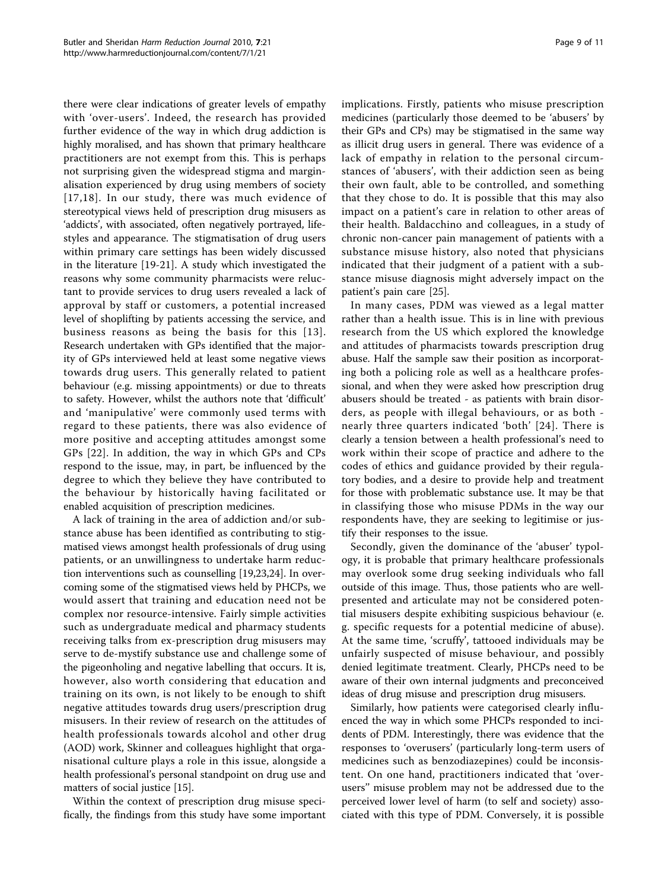there were clear indications of greater levels of empathy with 'over-users'. Indeed, the research has provided further evidence of the way in which drug addiction is highly moralised, and has shown that primary healthcare practitioners are not exempt from this. This is perhaps not surprising given the widespread stigma and marginalisation experienced by drug using members of society [17,18]. In our study, there was much evidence of stereotypical views held of prescription drug misusers as 'addicts', with associated, often negatively portrayed, lifestyles and appearance. The stigmatisation of drug users within primary care settings has been widely discussed in the literature [19-21]. A study which investigated the reasons why some community pharmacists were reluctant to provide services to drug users revealed a lack of approval by staff or customers, a potential increased level of shoplifting by patients accessing the service, and business reasons as being the basis for this [13]. Research undertaken with GPs identified that the majority of GPs interviewed held at least some negative views towards drug users. This generally related to patient behaviour (e.g. missing appointments) or due to threats to safety. However, whilst the authors note that 'difficult' and 'manipulative' were commonly used terms with regard to these patients, there was also evidence of more positive and accepting attitudes amongst some GPs [22]. In addition, the way in which GPs and CPs respond to the issue, may, in part, be influenced by the degree to which they believe they have contributed to the behaviour by historically having facilitated or enabled acquisition of prescription medicines.

A lack of training in the area of addiction and/or substance abuse has been identified as contributing to stigmatised views amongst health professionals of drug using patients, or an unwillingness to undertake harm reduction interventions such as counselling [19,23,24]. In overcoming some of the stigmatised views held by PHCPs, we would assert that training and education need not be complex nor resource-intensive. Fairly simple activities such as undergraduate medical and pharmacy students receiving talks from ex-prescription drug misusers may serve to de-mystify substance use and challenge some of the pigeonholing and negative labelling that occurs. It is, however, also worth considering that education and training on its own, is not likely to be enough to shift negative attitudes towards drug users/prescription drug misusers. In their review of research on the attitudes of health professionals towards alcohol and other drug (AOD) work, Skinner and colleagues highlight that organisational culture plays a role in this issue, alongside a health professional's personal standpoint on drug use and matters of social justice [15].

Within the context of prescription drug misuse specifically, the findings from this study have some important implications. Firstly, patients who misuse prescription medicines (particularly those deemed to be 'abusers' by their GPs and CPs) may be stigmatised in the same way as illicit drug users in general. There was evidence of a lack of empathy in relation to the personal circumstances of 'abusers', with their addiction seen as being their own fault, able to be controlled, and something that they chose to do. It is possible that this may also impact on a patient's care in relation to other areas of their health. Baldacchino and colleagues, in a study of chronic non-cancer pain management of patients with a substance misuse history, also noted that physicians indicated that their judgment of a patient with a substance misuse diagnosis might adversely impact on the patient's pain care [25].

In many cases, PDM was viewed as a legal matter rather than a health issue. This is in line with previous research from the US which explored the knowledge and attitudes of pharmacists towards prescription drug abuse. Half the sample saw their position as incorporating both a policing role as well as a healthcare professional, and when they were asked how prescription drug abusers should be treated - as patients with brain disorders, as people with illegal behaviours, or as both - nearly three quarters indicated 'both' [24]. There is clearly a tension between a health professional's need to work within their scope of practice and adhere to the codes of ethics and guidance provided by their regulatory bodies, and a desire to provide help and treatment for those with problematic substance use. It may be that in classifying those who misuse PDMs in the way our respondents have, they are seeking to legitimise or justify their responses to the issue.

Secondly, given the dominance of the 'abuser' typology, it is probable that primary healthcare professionals may overlook some drug seeking individuals who fall outside of this image. Thus, those patients who are well-presented and articulate may not be considered potential misusers despite exhibiting suspicious behaviour (e.g. specific requests for a potential medicine of abuse). At the same time, 'scruffy', tattooed individuals may be unfairly suspected of misuse behaviour, and possibly denied legitimate treatment. Clearly, PHCPs need to be aware of their own internal judgments and preconceived ideas of drug misuse and prescription drug misusers.

Similarly, how patients were categorised clearly influenced the way in which some PHCPs responded to incidents of PDM. Interestingly, there was evidence that the responses to 'overusers' (particularly long-term users of medicines such as benzodiazepines) could be inconsistent. On one hand, practitioners indicated that 'overusers'' misuse problem may not be addressed due to the perceived lower level of harm (to self and society) associated with this type of PDM. Conversely, it is possible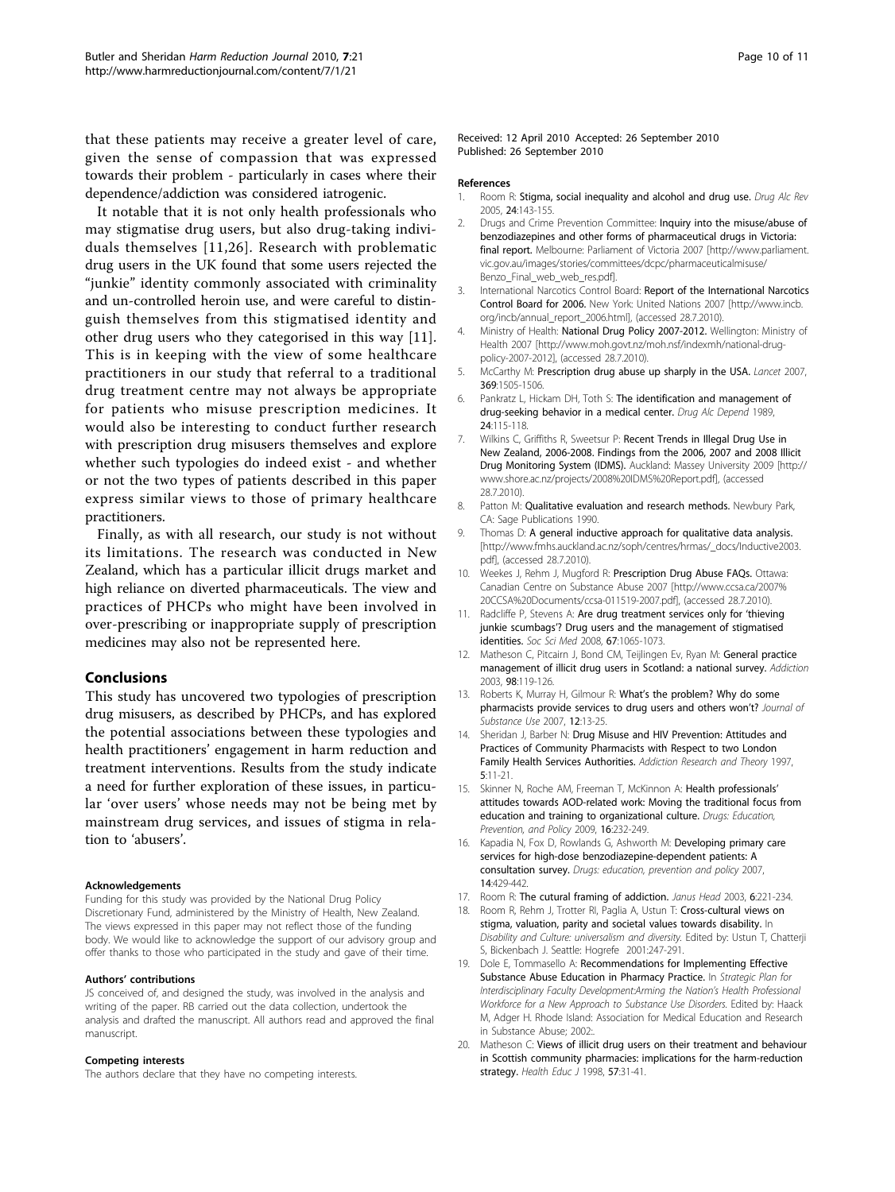that these patients may receive a greater level of care, given the sense of compassion that was expressed towards their problem - particularly in cases where their dependence/addiction was considered iatrogenic.

It notable that it is not only health professionals who may stigmatise drug users, but also drug-taking individuals themselves [11,26]. Research with problematic drug users in the UK found that some users rejected the "junkie" identity commonly associated with criminality and un-controlled heroin use, and were careful to distinguish themselves from this stigmatised identity and other drug users who they categorised in this way [11]. This is in keeping with the view of some healthcare practitioners in our study that referral to a traditional drug treatment centre may not always be appropriate for patients who misuse prescription medicines. It would also be interesting to conduct further research with prescription drug misusers themselves and explore whether such typologies do indeed exist - and whether or not the two types of patients described in this paper express similar views to those of primary healthcare practitioners.

Finally, as with all research, our study is not without its limitations. The research was conducted in New Zealand, which has a particular illicit drugs market and high reliance on diverted pharmaceuticals. The view and practices of PHCPs who might have been involved in over-prescribing or inappropriate supply of prescription medicines may also not be represented here.

## Conclusions

This study has uncovered two typologies of prescription drug misusers, as described by PHCPs, and has explored the potential associations between these typologies and health practitioners' engagement in harm reduction and treatment interventions. Results from the study indicate a need for further exploration of these issues, in particular 'over users' whose needs may not be being met by mainstream drug services, and issues of stigma in relation to 'abusers'.

#### Acknowledgements

Funding for this study was provided by the National Drug Policy Discretionary Fund, administered by the Ministry of Health, New Zealand. The views expressed in this paper may not reflect those of the funding body. We would like to acknowledge the support of our advisory group and offer thanks to those who participated in the study and gave of their time.

#### Authors' contributions

JS conceived of, and designed the study, was involved in the analysis and writing of the paper. RB carried out the data collection, undertook the analysis and drafted the manuscript. All authors read and approved the final manuscript.

#### Competing interests

The authors declare that they have no competing interests.

Received: 12 April 2010 Accepted: 26 September 2010
Published: 26 September 2010

#### References

1. Room R: **Stigma, social inequality and alcohol and drug use.** *Drug Alc Rev* 2005, **24**:143-155.
2. Drugs and Crime Prevention Committee: **Inquiry into the misuse/abuse of benzodiazepines and other forms of pharmaceutical drugs in Victoria: final report.** Melbourne: Parliament of Victoria 2007 [http://www.parliament.vic.gov.au/images/stories/committees/dcpc/pharmaceuticalmisuse/Benzo_Final_web_web_res.pdf].
3. International Narcotics Control Board: **Report of the International Narcotics Control Board for 2006.** New York: United Nations 2007 [http://www.incb.org/incb/annual_report_2006.html], (accessed 28.7.2010).
4. Ministry of Health: **National Drug Policy 2007-2012.** Wellington: Ministry of Health 2007 [http://www.moh.govt.nz/moh.nsf/indexmh/national-drug-policy-2007-2012], (accessed 28.7.2010).
5. McCarthy M: **Prescription drug abuse up sharply in the USA.** *Lancet* 2007, **369**:1505-1506.
6. Pankratz L, Hickam DH, Toth S: **The identification and management of drug-seeking behavior in a medical center.** *Drug Alc Depend* 1989, **24**:115-118.
7. Wilkins C, Griffiths R, Sweetsur P: **Recent Trends in Illegal Drug Use in New Zealand, 2006-2008. Findings from the 2006, 2007 and 2008 Illicit Drug Monitoring System (IDMS).** Auckland: Massey University 2009 [http://www.shore.ac.nz/projects/2008%20IDMS%20Report.pdf], (accessed 28.7.2010).
8. Patton M: **Qualitative evaluation and research methods.** Newbury Park, CA: Sage Publications 1990.
9. Thomas D: **A general inductive approach for qualitative data analysis.** [http://www.fmhs.auckland.ac.nz/soph/centres/hrmas/_docs/Inductive2003.pdf], (accessed 28.7.2010).
10. Weekes J, Rehm J, Mugford R: **Prescription Drug Abuse FAQs.** Ottawa: Canadian Centre on Substance Abuse 2007 [http://www.ccsa.ca/2007%20CCSA%20Documents/ccsa-011519-2007.pdf], (accessed 28.7.2010).
11. Radcliffe P, Stevens A: **Are drug treatment services only for 'thieving junkie scumbags'? Drug users and the management of stigmatised identities.** *Soc Sci Med* 2008, **67**:1065-1073.
12. Matheson C, Pitcairn J, Bond CM, Teijlingen Ev, Ryan M: **General practice management of illicit drug users in Scotland: a national survey.** *Addiction* 2003, **98**:119-126.
13. Roberts K, Murray H, Gilmour R: **What's the problem? Why do some pharmacists provide services to drug users and others won't?** *Journal of Substance Use* 2007, **12**:13-25.
14. Sheridan J, Barber N: **Drug Misuse and HIV Prevention: Attitudes and Practices of Community Pharmacists with Respect to two London Family Health Services Authorities.** *Addiction Research and Theory* 1997, **5**:11-21.
15. Skinner N, Roche AM, Freeman T, McKinnon A: **Health professionals' attitudes towards AOD-related work: Moving the traditional focus from education and training to organizational culture.** *Drugs: Education, Prevention, and Policy* 2009, **16**:232-249.
16. Kapadia N, Fox D, Rowlands G, Ashworth M: **Developing primary care services for high-dose benzodiazepine-dependent patients: A consultation survey.** *Drugs: education, prevention and policy* 2007, **14**:429-442.
17. Room R: **The cutural framing of addiction.** *Janus Head* 2003, **6**:221-234.
18. Room R, Rehm J, Trotter RI, Paglia A, Ustun T: **Cross-cultural views on stigma, valuation, parity and societal values towards disability.** In *Disability and Culture: universalism and diversity.* Edited by: Ustun T, Chatterji S, Bickenbach J. Seattle: Hogrefe 2001:247-291.
19. Dole E, Tommasello A: **Recommendations for Implementing Effective Substance Abuse Education in Pharmacy Practice.** In *Strategic Plan for Interdisciplinary Faculty Development:Arming the Nation's Health Professional Workforce for a New Approach to Substance Use Disorders.* Edited by: Haack M, Adger H. Rhode Island: Association for Medical Education and Research in Substance Abuse; 2002:.
20. Matheson C: **Views of illicit drug users on their treatment and behaviour in Scottish community pharmacies: implications for the harm-reduction strategy.** *Health Educ J* 1998, **57**:31-41.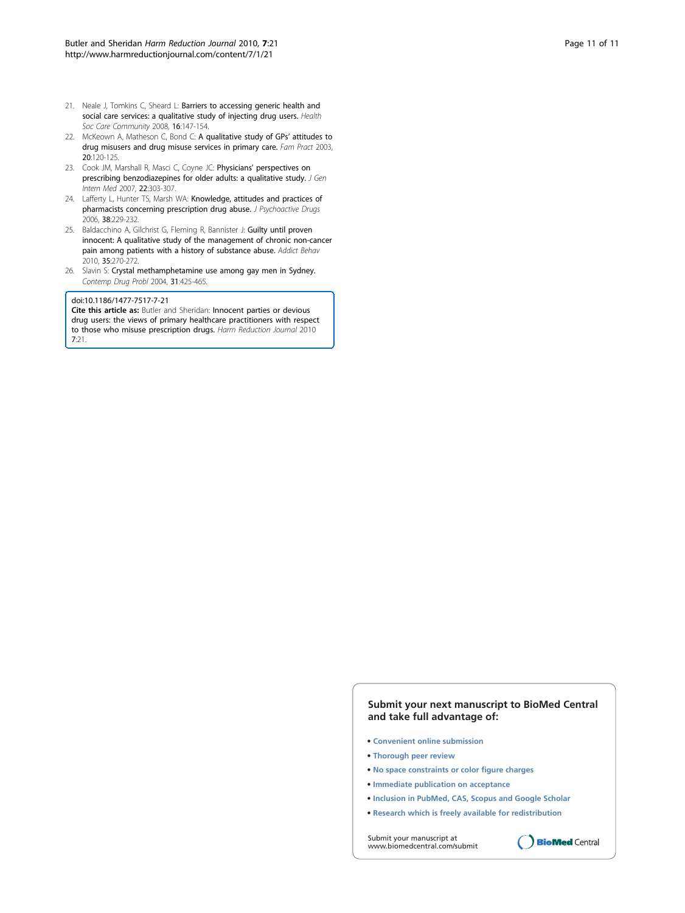21. Neale J, Tomkins C, Sheard L: **Barriers to accessing generic health and social care services: a qualitative study of injecting drug users.** *Health Soc Care Community* 2008, **16**:147-154.
22. McKeown A, Matheson C, Bond C: **A qualitative study of GPs' attitudes to drug misusers and drug misuse services in primary care.** *Fam Pract* 2003, **20**:120-125.
23. Cook JM, Marshall R, Masci C, Coyne JC: **Physicians' perspectives on prescribing benzodiazepines for older adults: a qualitative study.** *J Gen Intern Med* 2007, **22**:303-307.
24. Lafferty L, Hunter TS, Marsh WA: **Knowledge, attitudes and practices of pharmacists concerning prescription drug abuse.** *J Psychoactive Drugs* 2006, **38**:229-232.
25. Baldacchino A, Gilchrist G, Fleming R, Bannister J: **Guilty until proven innocent: A qualitative study of the management of chronic non-cancer pain among patients with a history of substance abuse.** *Addict Behav* 2010, **35**:270-272.
26. Slavin S: **Crystal methamphetamine use among gay men in Sydney.** *Contemp Drug Probl* 2004, **31**:425-465.

doi:10.1186/1477-7517-7-21
**Cite this article as:** Butler and Sheridan: **Innocent parties or devious drug users: the views of primary healthcare practitioners with respect to those who misuse prescription drugs.** *Harm Reduction Journal* 2010 **7**:21.

**Submit your next manuscript to BioMed Central and take full advantage of:**

- **Convenient online submission**
- **Thorough peer review**
- **No space constraints or color figure charges**
- **Immediate publication on acceptance**
- **Inclusion in PubMed, CAS, Scopus and Google Scholar**
- **Research which is freely available for redistribution**

Submit your manuscript at
www.biomedcentral.com/submit

BioMed Central